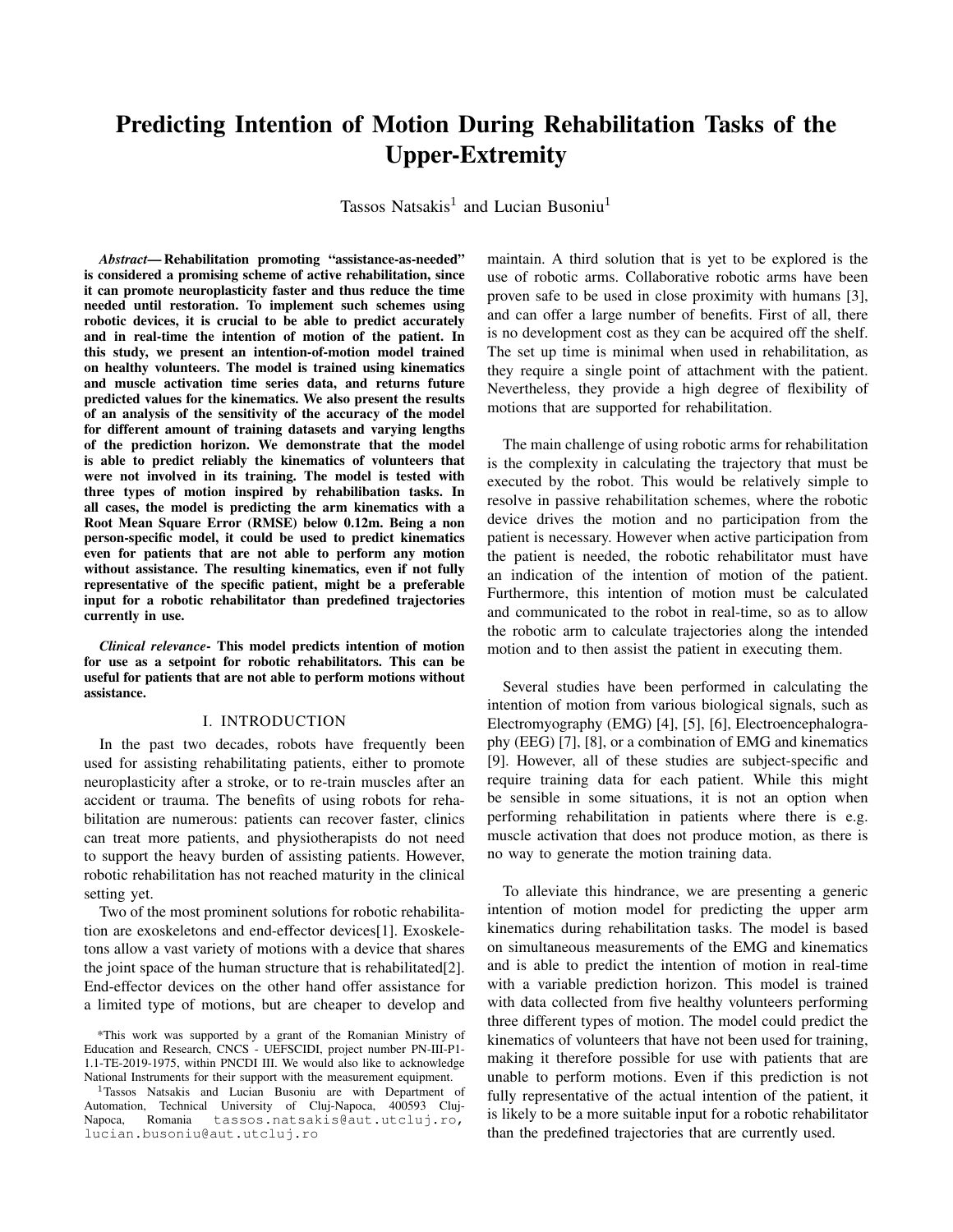# Predicting Intention of Motion During Rehabilitation Tasks of the Upper-Extremity

Tassos Natsakis[1] and Lucian Busoniu[1]

***Abstract*— Rehabilitation promoting "assistance-as-needed" is considered a promising scheme of active rehabilitation, since it can promote neuroplasticity faster and thus reduce the time needed until restoration. To implement such schemes using robotic devices, it is crucial to be able to predict accurately and in real-time the intention of motion of the patient. In this study, we present an intention-of-motion model trained on healthy volunteers. The model is trained using kinematics and muscle activation time series data, and returns future predicted values for the kinematics. We also present the results of an analysis of the sensitivity of the accuracy of the model for different amount of training datasets and varying lengths of the prediction horizon. We demonstrate that the model is able to predict reliably the kinematics of volunteers that were not involved in its training. The model is tested with three types of motion inspired by rehabilibation tasks. In all cases, the model is predicting the arm kinematics with a Root Mean Square Error (RMSE) below 0.12m. Being a non person-specific model, it could be used to predict kinematics even for patients that are not able to perform any motion without assistance. The resulting kinematics, even if not fully representative of the specific patient, might be a preferable input for a robotic rehabilitator than predefined trajectories currently in use.**

***Clinical relevance*- This model predicts intention of motion for use as a setpoint for robotic rehabilitators. This can be useful for patients that are not able to perform motions without assistance.**

## I. INTRODUCTION

In the past two decades, robots have frequently been used for assisting rehabilitating patients, either to promote neuroplasticity after a stroke, or to re-train muscles after an accident or trauma. The benefits of using robots for rehabilitation are numerous: patients can recover faster, clinics can treat more patients, and physiotherapists do not need to support the heavy burden of assisting patients. However, robotic rehabilitation has not reached maturity in the clinical setting yet.

Two of the most prominent solutions for robotic rehabilitation are exoskeletons and end-effector devices[1]. Exoskeletons allow a vast variety of motions with a device that shares the joint space of the human structure that is rehabilitated[2]. End-effector devices on the other hand offer assistance for a limited type of motions, but are cheaper to develop and maintain. A third solution that is yet to be explored is the use of robotic arms. Collaborative robotic arms have been proven safe to be used in close proximity with humans [3], and can offer a large number of benefits. First of all, there is no development cost as they can be acquired off the shelf. The set up time is minimal when used in rehabilitation, as they require a single point of attachment with the patient. Nevertheless, they provide a high degree of flexibility of motions that are supported for rehabilitation.

The main challenge of using robotic arms for rehabilitation is the complexity in calculating the trajectory that must be executed by the robot. This would be relatively simple to resolve in passive rehabilitation schemes, where the robotic device drives the motion and no participation from the patient is necessary. However when active participation from the patient is needed, the robotic rehabilitator must have an indication of the intention of motion of the patient. Furthermore, this intention of motion must be calculated and communicated to the robot in real-time, so as to allow the robotic arm to calculate trajectories along the intended motion and to then assist the patient in executing them.

Several studies have been performed in calculating the intention of motion from various biological signals, such as Electromyography (EMG) [4], [5], [6], Electroencephalography (EEG) [7], [8], or a combination of EMG and kinematics [9]. However, all of these studies are subject-specific and require training data for each patient. While this might be sensible in some situations, it is not an option when performing rehabilitation in patients where there is e.g. muscle activation that does not produce motion, as there is no way to generate the motion training data.

To alleviate this hindrance, we are presenting a generic intention of motion model for predicting the upper arm kinematics during rehabilitation tasks. The model is based on simultaneous measurements of the EMG and kinematics and is able to predict the intention of motion in real-time with a variable prediction horizon. This model is trained with data collected from five healthy volunteers performing three different types of motion. The model could predict the kinematics of volunteers that have not been used for training, making it therefore possible for use with patients that are unable to perform motions. Even if this prediction is not fully representative of the actual intention of the patient, it is likely to be a more suitable input for a robotic rehabilitator than the predefined trajectories that are currently used.

*This work was supported by a grant of the Romanian Ministry of Education and Research, CNCS - UEFSCIDI, project number PN-III-P1-1.1-TE-2019-1975, within PNCDI III. We would also like to acknowledge National Instruments for their support with the measurement equipment.

[1]Tassos Natsakis and Lucian Busoniu are with Department of Automation, Technical University of Cluj-Napoca, 400593 Cluj-Napoca, Romania tassos.natsakis@aut.utcluj.ro, lucian.busoniu@aut.utcluj.ro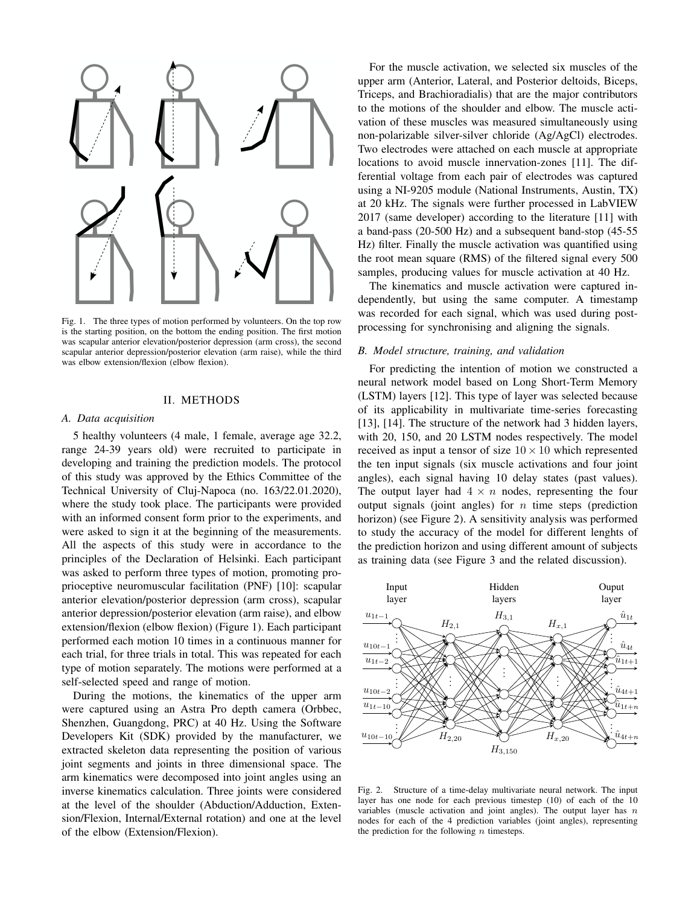Fig. 1. The three types of motion performed by volunteers. On the top row is the starting position, on the bottom the ending position. The first motion was scapular anterior elevation/posterior depression (arm cross), the second scapular anterior depression/posterior elevation (arm raise), while the third was elbow extension/flexion (elbow flexion).

## II. METHODS

### A. Data acquisition

5 healthy volunteers (4 male, 1 female, average age 32.2, range 24-39 years old) were recruited to participate in developing and training the prediction models. The protocol of this study was approved by the Ethics Committee of the Technical University of Cluj-Napoca (no. 163/22.01.2020), where the study took place. The participants were provided with an informed consent form prior to the experiments, and were asked to sign it at the beginning of the measurements. All the aspects of this study were in accordance to the principles of the Declaration of Helsinki. Each participant was asked to perform three types of motion, promoting proprioceptive neuromuscular facilitation (PNF) [10]: scapular anterior elevation/posterior depression (arm cross), scapular anterior depression/posterior elevation (arm raise), and elbow extension/flexion (elbow flexion) (Figure 1). Each participant performed each motion 10 times in a continuous manner for each trial, for three trials in total. This was repeated for each type of motion separately. The motions were performed at a self-selected speed and range of motion.

During the motions, the kinematics of the upper arm were captured using an Astra Pro depth camera (Orbbec, Shenzhen, Guangdong, PRC) at 40 Hz. Using the Software Developers Kit (SDK) provided by the manufacturer, we extracted skeleton data representing the position of various joint segments and joints in three dimensional space. The arm kinematics were decomposed into joint angles using an inverse kinematics calculation. Three joints were considered at the level of the shoulder (Abduction/Adduction, Extension/Flexion, Internal/External rotation) and one at the level of the elbow (Extension/Flexion).

For the muscle activation, we selected six muscles of the upper arm (Anterior, Lateral, and Posterior deltoids, Biceps, Triceps, and Brachioradialis) that are the major contributors to the motions of the shoulder and elbow. The muscle activation of these muscles was measured simultaneously using non-polarizable silver-silver chloride (Ag/AgCl) electrodes. Two electrodes were attached on each muscle at appropriate locations to avoid muscle innervation-zones [11]. The differential voltage from each pair of electrodes was captured using a NI-9205 module (National Instruments, Austin, TX) at 20 kHz. The signals were further processed in LabVIEW 2017 (same developer) according to the literature [11] with a band-pass (20-500 Hz) and a subsequent band-stop (45-55 Hz) filter. Finally the muscle activation was quantified using the root mean square (RMS) of the filtered signal every 500 samples, producing values for muscle activation at 40 Hz.

The kinematics and muscle activation were captured independently, but using the same computer. A timestamp was recorded for each signal, which was used during post-processing for synchronising and aligning the signals.

### B. Model structure, training, and validation

For predicting the intention of motion we constructed a neural network model based on Long Short-Term Memory (LSTM) layers [12]. This type of layer was selected because of its applicability in multivariate time-series forecasting [13], [14]. The structure of the network had 3 hidden layers, with 20, 150, and 20 LSTM nodes respectively. The model received as input a tensor of size $10 \times 10$ which represented the ten input signals (six muscle activations and four joint angles), each signal having 10 delay states (past values). The output layer had $4 \times n$ nodes, representing the four output signals (joint angles) for $n$ time steps (prediction horizon) (see Figure 2). A sensitivity analysis was performed to study the accuracy of the model for different lenghts of the prediction horizon and using different amount of subjects as training data (see Figure 3 and the related discussion).

Fig. 2. Structure of a time-delay multivariate neural network. The input layer has one node for each previous timestep (10) of each of the 10 variables (muscle activation and joint angles). The output layer has $n$ nodes for each of the 4 prediction variables (joint angles), representing the prediction for the following $n$ timesteps.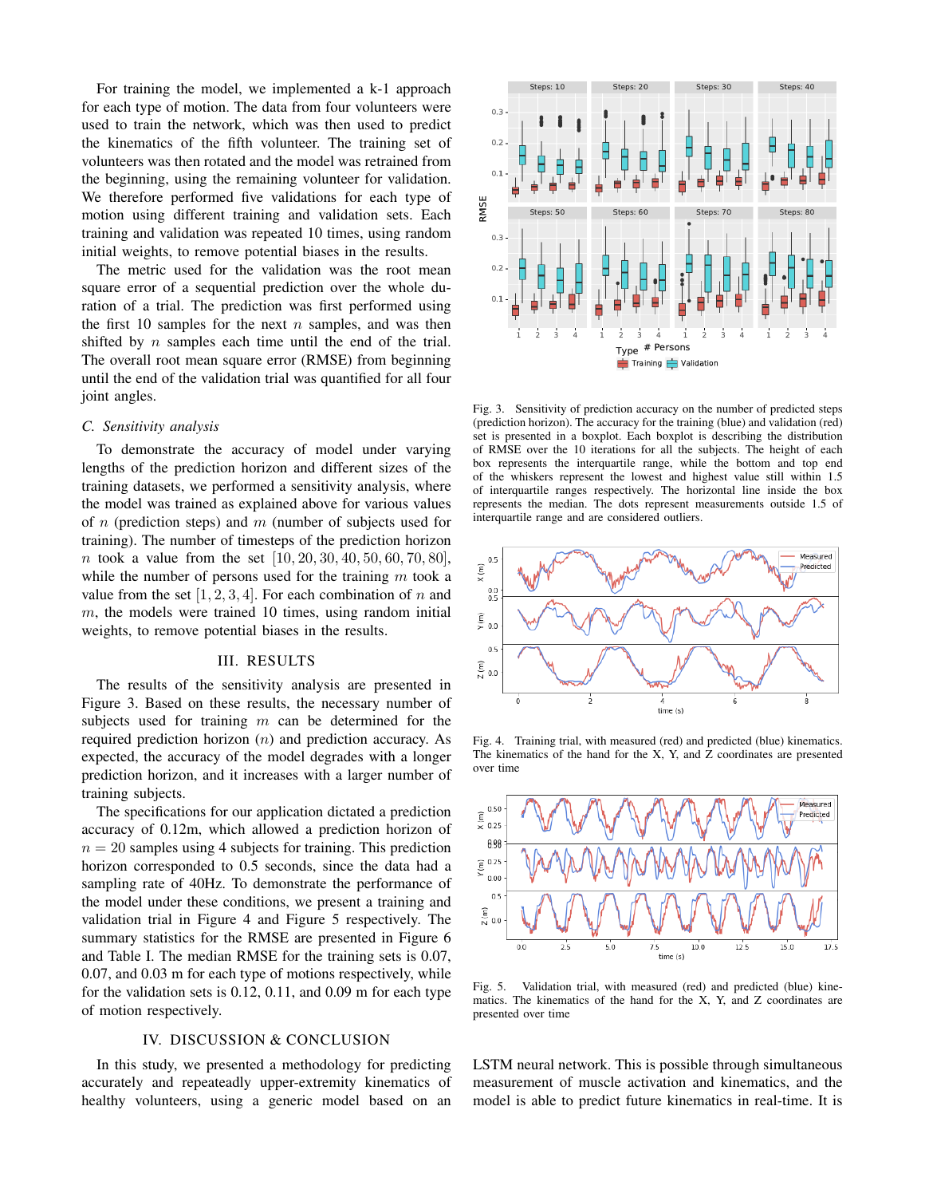For training the model, we implemented a k-1 approach for each type of motion. The data from four volunteers were used to train the network, which was then used to predict the kinematics of the fifth volunteer. The training set of volunteers was then rotated and the model was retrained from the beginning, using the remaining volunteer for validation. We therefore performed five validations for each type of motion using different training and validation sets. Each training and validation was repeated 10 times, using random initial weights, to remove potential biases in the results.

The metric used for the validation was the root mean square error of a sequential prediction over the whole duration of a trial. The prediction was first performed using the first 10 samples for the next $n$ samples, and was then shifted by $n$ samples each time until the end of the trial. The overall root mean square error (RMSE) from beginning until the end of the validation trial was quantified for all four joint angles.

### *C. Sensitivity analysis*

To demonstrate the accuracy of model under varying lengths of the prediction horizon and different sizes of the training datasets, we performed a sensitivity analysis, where the model was trained as explained above for various values of $n$ (prediction steps) and $m$ (number of subjects used for training). The number of timesteps of the prediction horizon $n$ took a value from the set $[10, 20, 30, 40, 50, 60, 70, 80]$, while the number of persons used for the training $m$ took a value from the set $[1, 2, 3, 4]$. For each combination of $n$ and $m$, the models were trained 10 times, using random initial weights, to remove potential biases in the results.

## III. RESULTS

The results of the sensitivity analysis are presented in Figure 3. Based on these results, the necessary number of subjects used for training $m$ can be determined for the required prediction horizon ($n$) and prediction accuracy. As expected, the accuracy of the model degrades with a longer prediction horizon, and it increases with a larger number of training subjects.

The specifications for our application dictated a prediction accuracy of 0.12m, which allowed a prediction horizon of $n = 20$ samples using 4 subjects for training. This prediction horizon corresponded to 0.5 seconds, since the data had a sampling rate of 40Hz. To demonstrate the performance of the model under these conditions, we present a training and validation trial in Figure 4 and Figure 5 respectively. The summary statistics for the RMSE are presented in Figure 6 and Table I. The median RMSE for the training sets is 0.07, 0.07, and 0.03 m for each type of motions respectively, while for the validation sets is 0.12, 0.11, and 0.09 m for each type of motion respectively.

Fig. 3. Sensitivity of prediction accuracy on the number of predicted steps (prediction horizon). The accuracy for the training (blue) and validation (red) set is presented in a boxplot. Each boxplot is describing the distribution of RMSE over the 10 iterations for all the subjects. The height of each box represents the interquartile range, while the bottom and top end of the whiskers represent the lowest and highest value still within 1.5 of interquartile ranges respectively. The horizontal line inside the box represents the median. The dots represent measurements outside 1.5 of interquartile range and are considered outliers.

Fig. 4. Training trial, with measured (red) and predicted (blue) kinematics. The kinematics of the hand for the X, Y, and Z coordinates are presented over time

Fig. 5. Validation trial, with measured (red) and predicted (blue) kinematics. The kinematics of the hand for the X, Y, and Z coordinates are presented over time

## IV. DISCUSSION & CONCLUSION

In this study, we presented a methodology for predicting accurately and repeateadly upper-extremity kinematics of healthy volunteers, using a generic model based on an LSTM neural network. This is possible through simultaneous measurement of muscle activation and kinematics, and the model is able to predict future kinematics in real-time. It is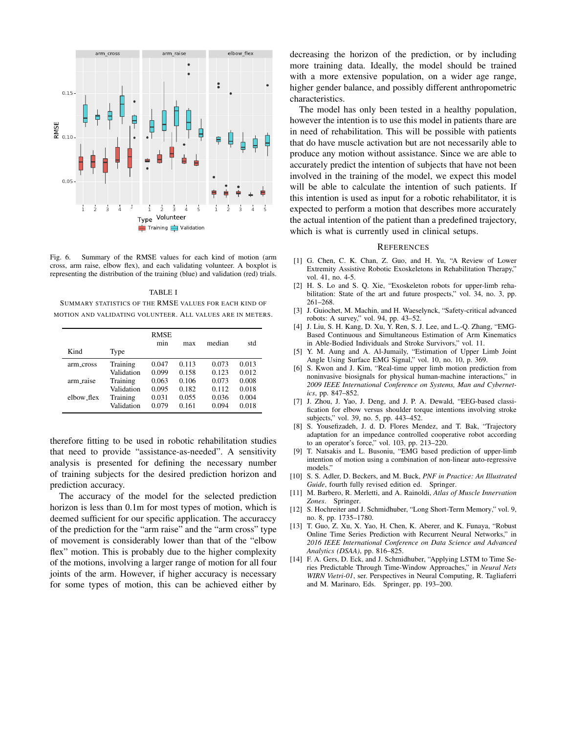arm_cross

arm_raise

elbow_flex

RMSE

0.15

0.10

0.05

1 2 3 4 5 1 2 3 4 5 1 2 3 4 5

Volunteer

Type Training Validation

Fig. 6. Summary of the RMSE values for each kind of motion (arm cross, arm raise, elbow flex), and each validating volunteer. A boxplot is representing the distribution of the training (blue) and validation (red) trials.

TABLE I

SUMMARY STATISTICS OF THE RMSE VALUES FOR EACH KIND OF MOTION AND VALIDATING VOLUNTEER. ALL VALUES ARE IN METERS.

| | | RMSE | | | |
|---|---|---|---|---|---|
| Kind | Type | min | max | median | std |
| arm_cross | Training | 0.047 | 0.113 | 0.073 | 0.013 |
| | Validation | 0.099 | 0.158 | 0.123 | 0.012 |
| arm_raise | Training | 0.063 | 0.106 | 0.073 | 0.008 |
| | Validation | 0.095 | 0.182 | 0.112 | 0.018 |
| elbow_flex | Training | 0.031 | 0.055 | 0.036 | 0.004 |
| | Validation | 0.079 | 0.161 | 0.094 | 0.018 |

therefore fitting to be used in robotic rehabilitation studies that need to provide "assistance-as-needed". A sensitivity analysis is presented for defining the necessary number of training subjects for the desired prediction horizon and prediction accuracy.

The accuracy of the model for the selected prediction horizon is less than 0.1m for most types of motion, which is deemed sufficient for our specific application. The accuraccy of the prediction for the "arm raise" and the "arm cross" type of movement is considerably lower than that of the "elbow flex" motion. This is probably due to the higher complexity of the motions, involving a larger range of motion for all four joints of the arm. However, if higher accuracy is necessary for some types of motion, this can be achieved either by decreasing the horizon of the prediction, or by including more training data. Ideally, the model should be trained with a more extensive population, on a wider age range, higher gender balance, and possibly different anthropometric characteristics.

The model has only been tested in a healthy population, however the intention is to use this model in patients thare are in need of rehabilitation. This will be possible with patients that do have muscle activation but are not necessarily able to produce any motion without assistance. Since we are able to accurately predict the intention of subjects that have not been involved in the training of the model, we expect this model will be able to calculate the intention of such patients. If this intention is used as input for a robotic rehabilitator, it is expected to perform a motion that describes more accurately the actual intention of the patient than a predefined trajectory, which is what is currently used in clinical setups.

## REFERENCES

[1] G. Chen, C. K. Chan, Z. Guo, and H. Yu, "A Review of Lower Extremity Assistive Robotic Exoskeletons in Rehabilitation Therapy," vol. 41, no. 4-5.

[2] H. S. Lo and S. Q. Xie, "Exoskeleton robots for upper-limb rehabilitation: State of the art and future prospects," vol. 34, no. 3, pp. 261–268.

[3] J. Guiochet, M. Machin, and H. Waeselynck, "Safety-critical advanced robots: A survey," vol. 94, pp. 43–52.

[4] J. Liu, S. H. Kang, D. Xu, Y. Ren, S. J. Lee, and L.-Q. Zhang, "EMG-Based Continuous and Simultaneous Estimation of Arm Kinematics in Able-Bodied Individuals and Stroke Survivors," vol. 11.

[5] Y. M. Aung and A. Al-Jumaily, "Estimation of Upper Limb Joint Angle Using Surface EMG Signal," vol. 10, no. 10, p. 369.

[6] S. Kwon and J. Kim, "Real-time upper limb motion prediction from noninvasive biosignals for physical human-machine interactions," in *2009 IEEE International Conference on Systems, Man and Cybernetics*, pp. 847–852.

[7] J. Zhou, J. Yao, J. Deng, and J. P. A. Dewald, "EEG-based classification for elbow versus shoulder torque intentions involving stroke subjects," vol. 39, no. 5, pp. 443–452.

[8] S. Yousefizadeh, J. d. D. Flores Mendez, and T. Bak, "Trajectory adaptation for an impedance controlled cooperative robot according to an operator's force," vol. 103, pp. 213–220.

[9] T. Natsakis and L. Busoniu, "EMG based prediction of upper-limb intention of motion using a combination of non-linear auto-regressive models."

[10] S. S. Adler, D. Beckers, and M. Buck, *PNF in Practice: An Illustrated Guide*, fourth fully revised edition ed. Springer.

[11] M. Barbero, R. Merletti, and A. Rainoldi, *Atlas of Muscle Innervation Zones*. Springer.

[12] S. Hochreiter and J. Schmidhuber, "Long Short-Term Memory," vol. 9, no. 8, pp. 1735–1780.

[13] T. Guo, Z. Xu, X. Yao, H. Chen, K. Aberer, and K. Funaya, "Robust Online Time Series Prediction with Recurrent Neural Networks," in *2016 IEEE International Conference on Data Science and Advanced Analytics (DSAA)*, pp. 816–825.

[14] F. A. Gers, D. Eck, and J. Schmidhuber, "Applying LSTM to Time Series Predictable Through Time-Window Approaches," in *Neural Nets WIRN Vietri-01*, ser. Perspectives in Neural Computing, R. Tagliaferri and M. Marinaro, Eds. Springer, pp. 193–200.